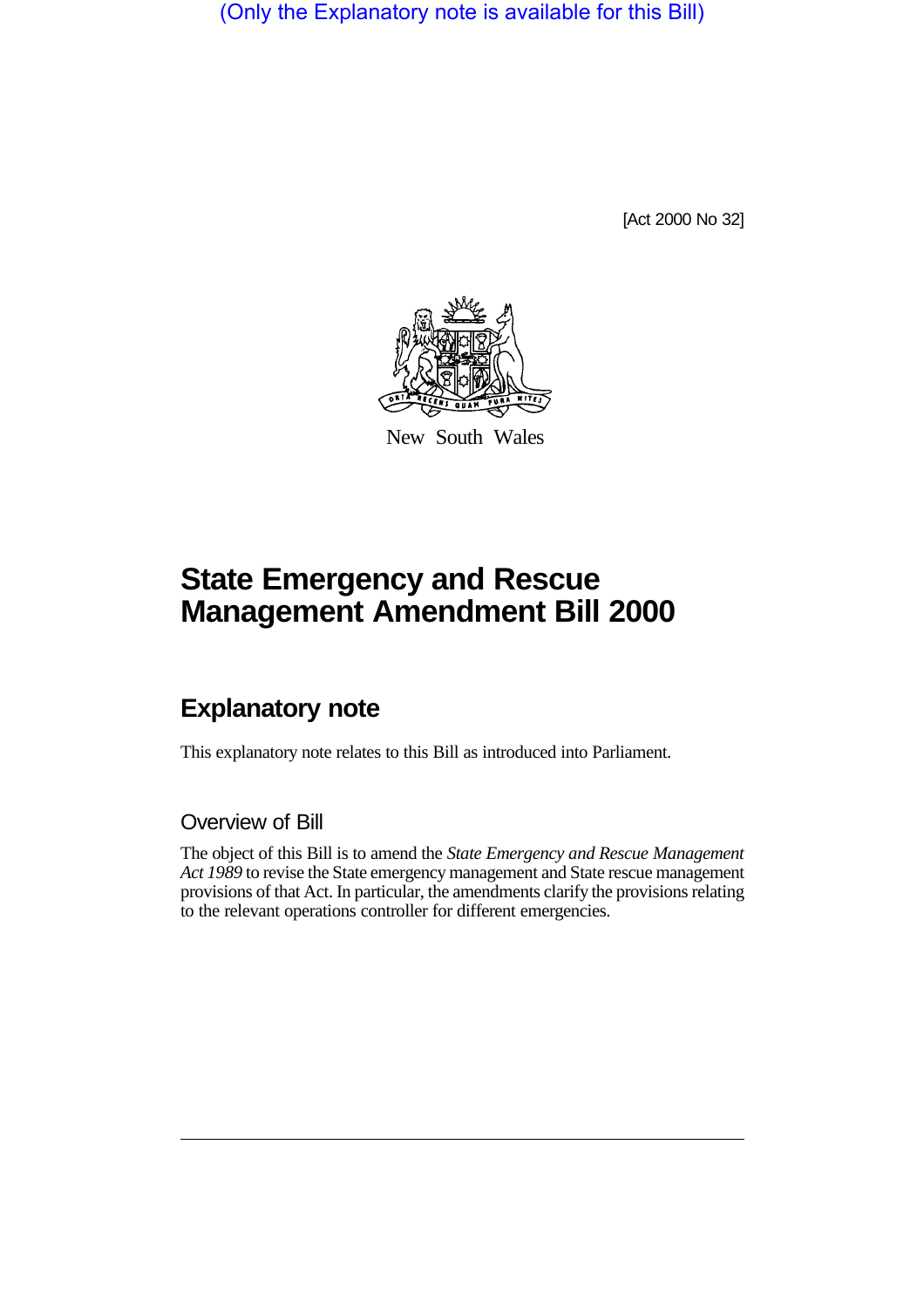(Only the Explanatory note is available for this Bill)

[Act 2000 No 32]

New South Wales

# State Emergency and Rescue Management Amendment Bill 2000

## Explanatory note

This explanatory note relates to this Bill as introduced into Parliament.

### Overview of Bill

The object of this Bill is to amend the *State Emergency and Rescue Management Act 1989* to revise the State emergency management and State rescue management provisions of that Act. In particular, the amendments clarify the provisions relating to the relevant operations controller for different emergencies.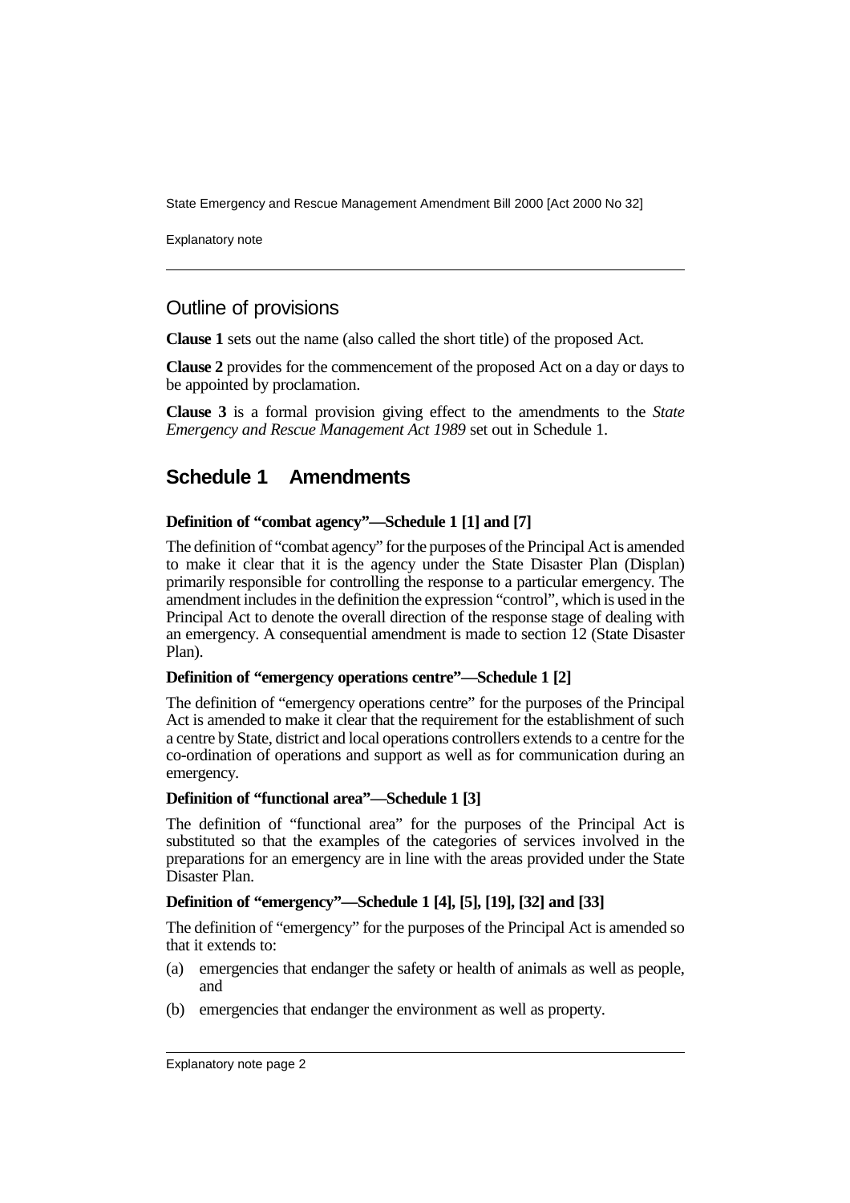## Outline of provisions

**Clause 1** sets out the name (also called the short title) of the proposed Act.

**Clause 2** provides for the commencement of the proposed Act on a day or days to be appointed by proclamation.

**Clause 3** is a formal provision giving effect to the amendments to the *State Emergency and Rescue Management Act 1989* set out in Schedule 1.

## Schedule 1 Amendments

**Definition of "combat agency"—Schedule 1 [1] and [7]**

The definition of "combat agency" for the purposes of the Principal Act is amended to make it clear that it is the agency under the State Disaster Plan (Displan) primarily responsible for controlling the response to a particular emergency. The amendment includes in the definition the expression "control", which is used in the Principal Act to denote the overall direction of the response stage of dealing with an emergency. A consequential amendment is made to section 12 (State Disaster Plan).

**Definition of "emergency operations centre"—Schedule 1 [2]**

The definition of "emergency operations centre" for the purposes of the Principal Act is amended to make it clear that the requirement for the establishment of such a centre by State, district and local operations controllers extends to a centre for the co-ordination of operations and support as well as for communication during an emergency.

**Definition of "functional area"—Schedule 1 [3]**

The definition of "functional area" for the purposes of the Principal Act is substituted so that the examples of the categories of services involved in the preparations for an emergency are in line with the areas provided under the State Disaster Plan.

**Definition of "emergency"—Schedule 1 [4], [5], [19], [32] and [33]**

The definition of "emergency" for the purposes of the Principal Act is amended so that it extends to:

(a) emergencies that endanger the safety or health of animals as well as people, and

(b) emergencies that endanger the environment as well as property.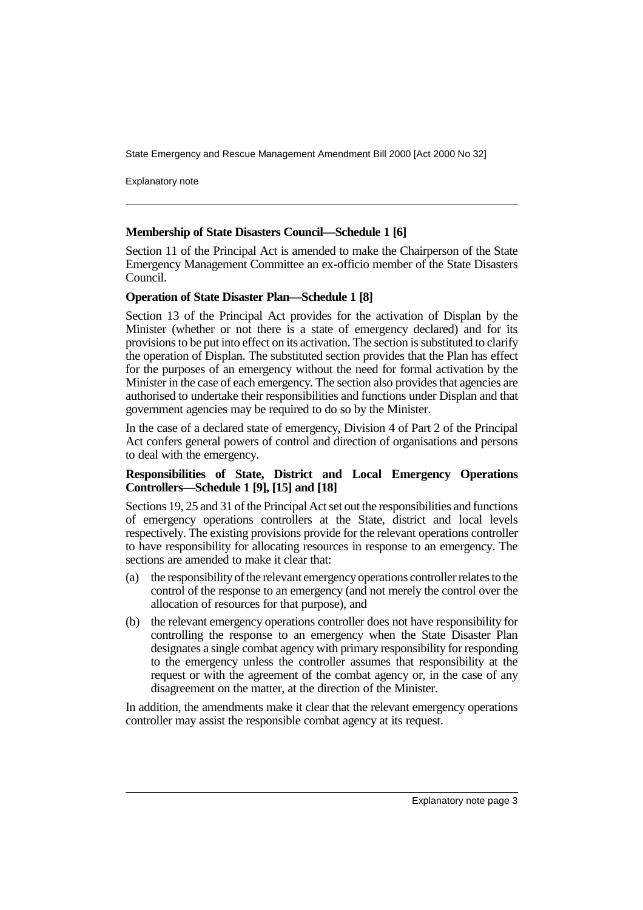**Membership of State Disasters Council—Schedule 1 [6]**

Section 11 of the Principal Act is amended to make the Chairperson of the State Emergency Management Committee an ex-officio member of the State Disasters Council.

**Operation of State Disaster Plan—Schedule 1 [8]**

Section 13 of the Principal Act provides for the activation of Displan by the Minister (whether or not there is a state of emergency declared) and for its provisions to be put into effect on its activation. The section is substituted to clarify the operation of Displan. The substituted section provides that the Plan has effect for the purposes of an emergency without the need for formal activation by the Minister in the case of each emergency. The section also provides that agencies are authorised to undertake their responsibilities and functions under Displan and that government agencies may be required to do so by the Minister.

In the case of a declared state of emergency, Division 4 of Part 2 of the Principal Act confers general powers of control and direction of organisations and persons to deal with the emergency.

**Responsibilities of State, District and Local Emergency Operations Controllers—Schedule 1 [9], [15] and [18]**

Sections 19, 25 and 31 of the Principal Act set out the responsibilities and functions of emergency operations controllers at the State, district and local levels respectively. The existing provisions provide for the relevant operations controller to have responsibility for allocating resources in response to an emergency. The sections are amended to make it clear that:

(a) the responsibility of the relevant emergency operations controller relates to the control of the response to an emergency (and not merely the control over the allocation of resources for that purpose), and

(b) the relevant emergency operations controller does not have responsibility for controlling the response to an emergency when the State Disaster Plan designates a single combat agency with primary responsibility for responding to the emergency unless the controller assumes that responsibility at the request or with the agreement of the combat agency or, in the case of any disagreement on the matter, at the direction of the Minister.

In addition, the amendments make it clear that the relevant emergency operations controller may assist the responsible combat agency at its request.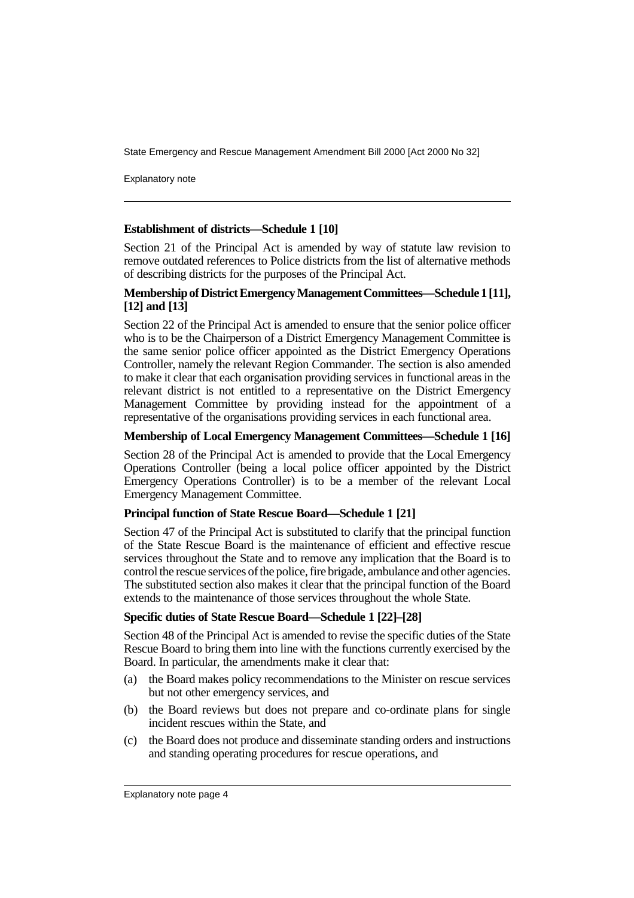**Establishment of districts—Schedule 1 [10]**

Section 21 of the Principal Act is amended by way of statute law revision to remove outdated references to Police districts from the list of alternative methods of describing districts for the purposes of the Principal Act.

**Membership of District Emergency Management Committees—Schedule 1 [11], [12] and [13]**

Section 22 of the Principal Act is amended to ensure that the senior police officer who is to be the Chairperson of a District Emergency Management Committee is the same senior police officer appointed as the District Emergency Operations Controller, namely the relevant Region Commander. The section is also amended to make it clear that each organisation providing services in functional areas in the relevant district is not entitled to a representative on the District Emergency Management Committee by providing instead for the appointment of a representative of the organisations providing services in each functional area.

**Membership of Local Emergency Management Committees—Schedule 1 [16]**

Section 28 of the Principal Act is amended to provide that the Local Emergency Operations Controller (being a local police officer appointed by the District Emergency Operations Controller) is to be a member of the relevant Local Emergency Management Committee.

**Principal function of State Rescue Board—Schedule 1 [21]**

Section 47 of the Principal Act is substituted to clarify that the principal function of the State Rescue Board is the maintenance of efficient and effective rescue services throughout the State and to remove any implication that the Board is to control the rescue services of the police, fire brigade, ambulance and other agencies. The substituted section also makes it clear that the principal function of the Board extends to the maintenance of those services throughout the whole State.

**Specific duties of State Rescue Board—Schedule 1 [22]–[28]**

Section 48 of the Principal Act is amended to revise the specific duties of the State Rescue Board to bring them into line with the functions currently exercised by the Board. In particular, the amendments make it clear that:

(a) the Board makes policy recommendations to the Minister on rescue services but not other emergency services, and

(b) the Board reviews but does not prepare and co-ordinate plans for single incident rescues within the State, and

(c) the Board does not produce and disseminate standing orders and instructions and standing operating procedures for rescue operations, and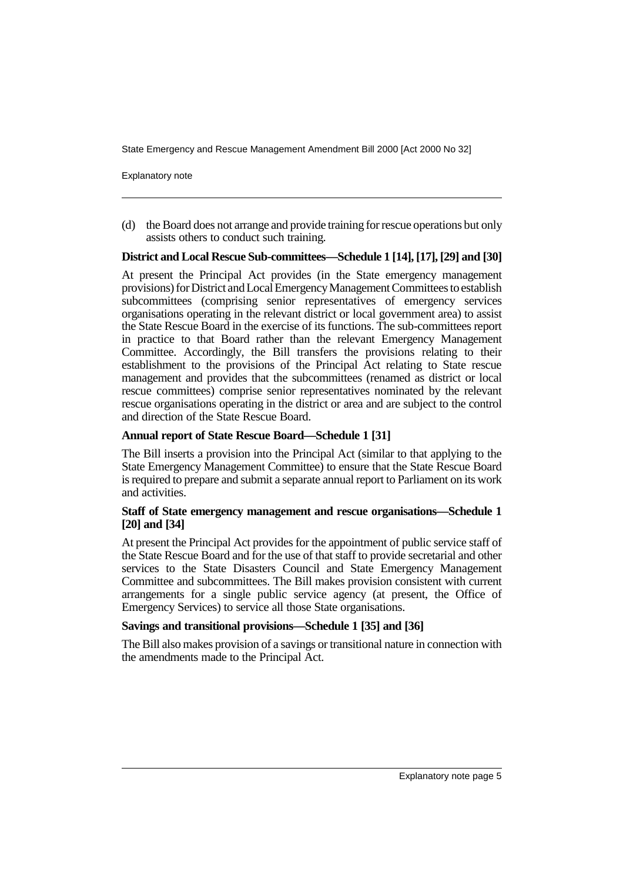(d) the Board does not arrange and provide training for rescue operations but only assists others to conduct such training.

**District and Local Rescue Sub-committees—Schedule 1 [14], [17], [29] and [30]**

At present the Principal Act provides (in the State emergency management provisions) for District and Local Emergency Management Committees to establish subcommittees (comprising senior representatives of emergency services organisations operating in the relevant district or local government area) to assist the State Rescue Board in the exercise of its functions. The sub-committees report in practice to that Board rather than the relevant Emergency Management Committee. Accordingly, the Bill transfers the provisions relating to their establishment to the provisions of the Principal Act relating to State rescue management and provides that the subcommittees (renamed as district or local rescue committees) comprise senior representatives nominated by the relevant rescue organisations operating in the district or area and are subject to the control and direction of the State Rescue Board.

**Annual report of State Rescue Board—Schedule 1 [31]**

The Bill inserts a provision into the Principal Act (similar to that applying to the State Emergency Management Committee) to ensure that the State Rescue Board is required to prepare and submit a separate annual report to Parliament on its work and activities.

**Staff of State emergency management and rescue organisations—Schedule 1 [20] and [34]**

At present the Principal Act provides for the appointment of public service staff of the State Rescue Board and for the use of that staff to provide secretarial and other services to the State Disasters Council and State Emergency Management Committee and subcommittees. The Bill makes provision consistent with current arrangements for a single public service agency (at present, the Office of Emergency Services) to service all those State organisations.

**Savings and transitional provisions—Schedule 1 [35] and [36]**

The Bill also makes provision of a savings or transitional nature in connection with the amendments made to the Principal Act.